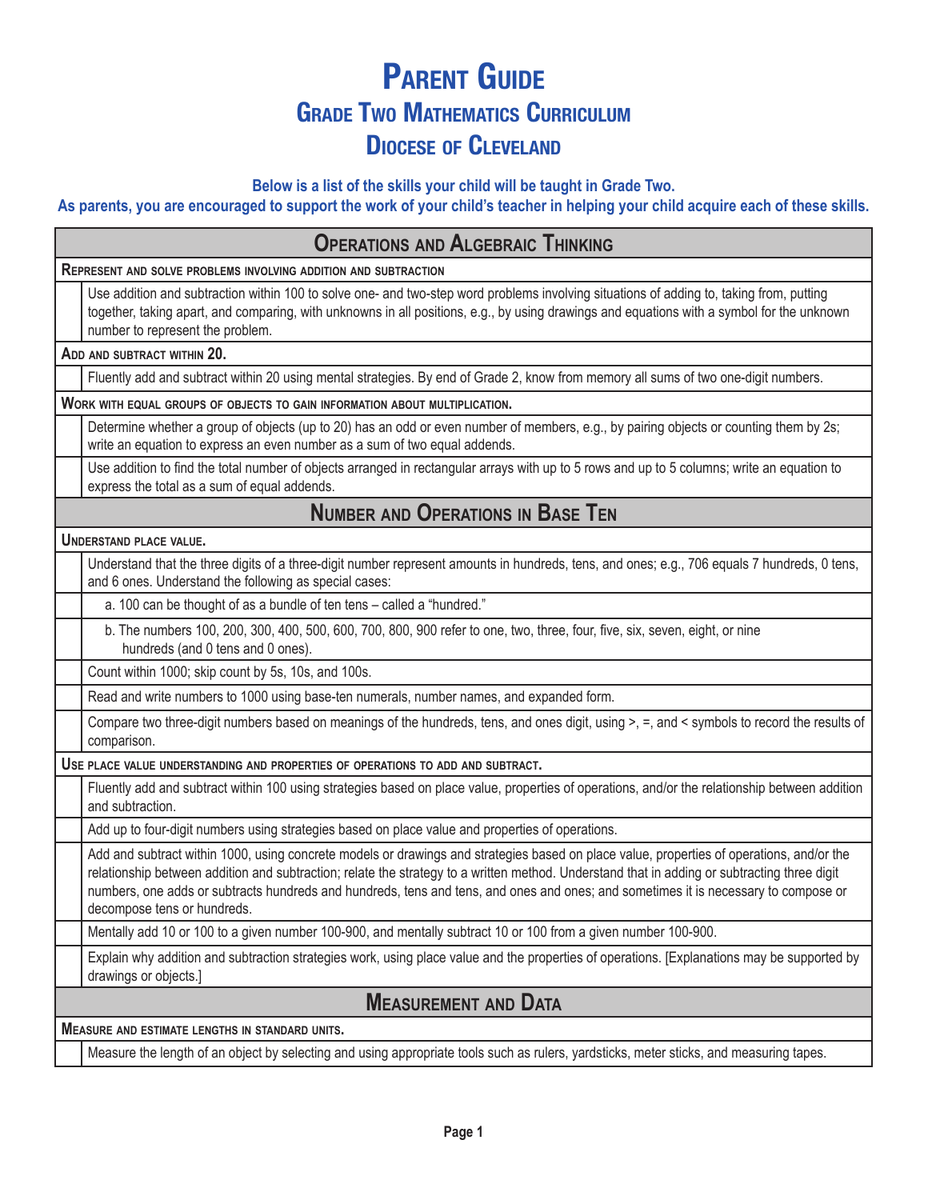# Parent Guide

## Grade Two Mathematics Curriculum

## Diocese of Cleveland

**Below is a list of the skills your child will be taught in Grade Two.**
**As parents, you are encouraged to support the work of your child's teacher in helping your child acquire each of these skills.**

| | |
|---|---|
| **Operations and Algebraic Thinking** | |
| **Represent and solve problems involving addition and subtraction** | |
| | Use addition and subtraction within 100 to solve one- and two-step word problems involving situations of adding to, taking from, putting together, taking apart, and comparing, with unknowns in all positions, e.g., by using drawings and equations with a symbol for the unknown number to represent the problem. |
| **Add and subtract within 20.** | |
| | Fluently add and subtract within 20 using mental strategies. By end of Grade 2, know from memory all sums of two one-digit numbers. |
| **Work with equal groups of objects to gain information about multiplication.** | |
| | Determine whether a group of objects (up to 20) has an odd or even number of members, e.g., by pairing objects or counting them by 2s; write an equation to express an even number as a sum of two equal addends. |
| | Use addition to find the total number of objects arranged in rectangular arrays with up to 5 rows and up to 5 columns; write an equation to express the total as a sum of equal addends. |
| **Number and Operations in Base Ten** | |
| **Understand place value.** | |
| | Understand that the three digits of a three-digit number represent amounts in hundreds, tens, and ones; e.g., 706 equals 7 hundreds, 0 tens, and 6 ones. Understand the following as special cases: |
| | a. 100 can be thought of as a bundle of ten tens – called a "hundred." |
| | b. The numbers 100, 200, 300, 400, 500, 600, 700, 800, 900 refer to one, two, three, four, five, six, seven, eight, or nine hundreds (and 0 tens and 0 ones). |
| | Count within 1000; skip count by 5s, 10s, and 100s. |
| | Read and write numbers to 1000 using base-ten numerals, number names, and expanded form. |
| | Compare two three-digit numbers based on meanings of the hundreds, tens, and ones digit, using >, =, and < symbols to record the results of comparison. |
| **Use place value understanding and properties of operations to add and subtract.** | |
| | Fluently add and subtract within 100 using strategies based on place value, properties of operations, and/or the relationship between addition and subtraction. |
| | Add up to four-digit numbers using strategies based on place value and properties of operations. |
| | Add and subtract within 1000, using concrete models or drawings and strategies based on place value, properties of operations, and/or the relationship between addition and subtraction; relate the strategy to a written method. Understand that in adding or subtracting three digit numbers, one adds or subtracts hundreds and hundreds, tens and tens, and ones and ones; and sometimes it is necessary to compose or decompose tens or hundreds. |
| | Mentally add 10 or 100 to a given number 100-900, and mentally subtract 10 or 100 from a given number 100-900. |
| | Explain why addition and subtraction strategies work, using place value and the properties of operations. [Explanations may be supported by drawings or objects.] |
| **Measurement and Data** | |
| **Measure and estimate lengths in standard units.** | |
| | Measure the length of an object by selecting and using appropriate tools such as rulers, yardsticks, meter sticks, and measuring tapes. |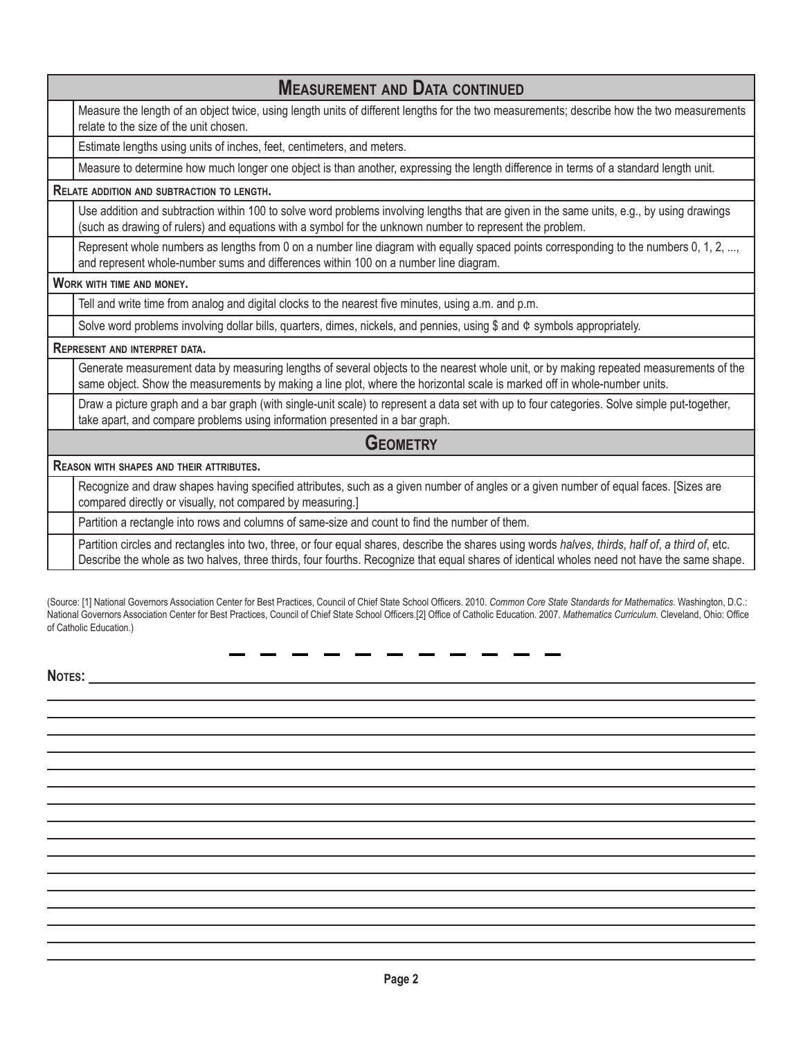| | MEASUREMENT AND DATA CONTINUED |
|---|---|
| | Measure the length of an object twice, using length units of different lengths for the two measurements; describe how the two measurements relate to the size of the unit chosen. |
| | Estimate lengths using units of inches, feet, centimeters, and meters. |
| | Measure to determine how much longer one object is than another, expressing the length difference in terms of a standard length unit. |
| **RELATE ADDITION AND SUBTRACTION TO LENGTH.** | |
| | Use addition and subtraction within 100 to solve word problems involving lengths that are given in the same units, e.g., by using drawings (such as drawing of rulers) and equations with a symbol for the unknown number to represent the problem. |
| | Represent whole numbers as lengths from 0 on a number line diagram with equally spaced points corresponding to the numbers 0, 1, 2, ..., and represent whole-number sums and differences within 100 on a number line diagram. |
| **WORK WITH TIME AND MONEY.** | |
| | Tell and write time from analog and digital clocks to the nearest five minutes, using a.m. and p.m. |
| | Solve word problems involving dollar bills, quarters, dimes, nickels, and pennies, using $ and ¢ symbols appropriately. |
| **REPRESENT AND INTERPRET DATA.** | |
| | Generate measurement data by measuring lengths of several objects to the nearest whole unit, or by making repeated measurements of the same object. Show the measurements by making a line plot, where the horizontal scale is marked off in whole-number units. |
| | Draw a picture graph and a bar graph (with single-unit scale) to represent a data set with up to four categories. Solve simple put-together, take apart, and compare problems using information presented in a bar graph. |
| | **GEOMETRY** |
| **REASON WITH SHAPES AND THEIR ATTRIBUTES.** | |
| | Recognize and draw shapes having specified attributes, such as a given number of angles or a given number of equal faces. [Sizes are compared directly or visually, not compared by measuring.] |
| | Partition a rectangle into rows and columns of same-size and count to find the number of them. |
| | Partition circles and rectangles into two, three, or four equal shares, describe the shares using words *halves*, *thirds*, *half of*, *a third of*, etc. Describe the whole as two halves, three thirds, four fourths. Recognize that equal shares of identical wholes need not have the same shape. |

(Source: [1] National Governors Association Center for Best Practices, Council of Chief State School Officers. 2010. *Common Core State Standards for Mathematics.* Washington, D.C.: National Governors Association Center for Best Practices, Council of Chief State School Officers.[2] Office of Catholic Education. 2007. *Mathematics Curriculum.* Cleveland, Ohio: Office of Catholic Education.)

**NOTES:**